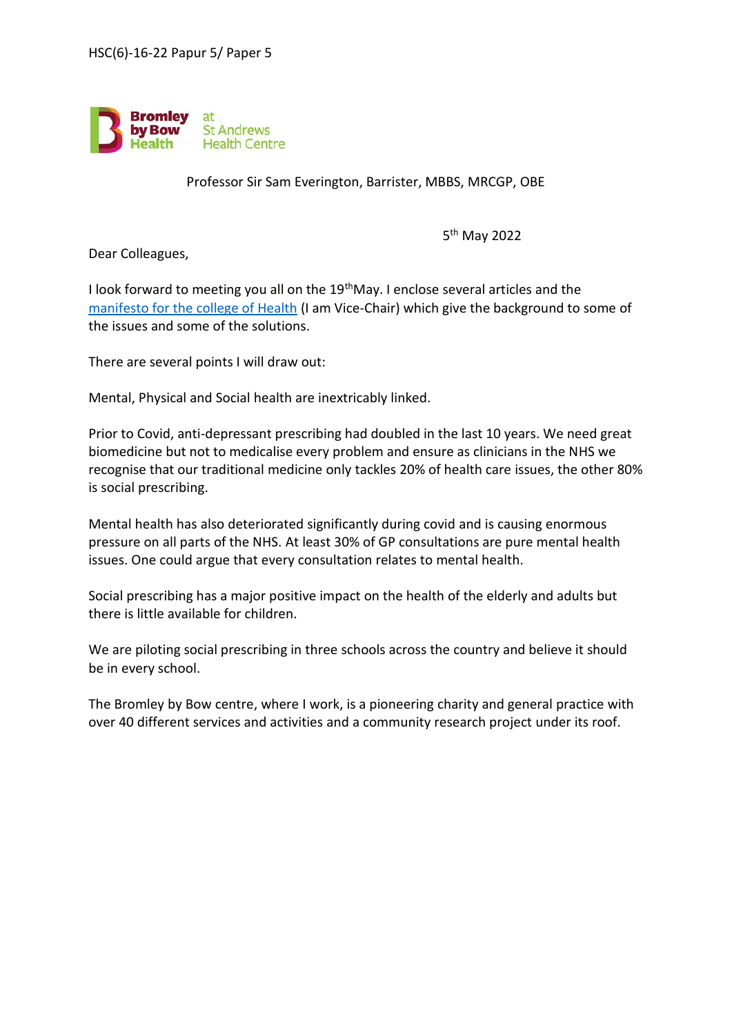HSC(6)-16-22 Papur 5/ Paper 5

Bromley by Bow Health at St Andrews Health Centre

Professor Sir Sam Everington, Barrister, MBBS, MRCGP, OBE

5th May 2022

Dear Colleagues,

I look forward to meeting you all on the 19th May. I enclose several articles and the manifesto for the college of Health (I am Vice-Chair) which give the background to some of the issues and some of the solutions.

There are several points I will draw out:

Mental, Physical and Social health are inextricably linked.

Prior to Covid, anti-depressant prescribing had doubled in the last 10 years. We need great biomedicine but not to medicalise every problem and ensure as clinicians in the NHS we recognise that our traditional medicine only tackles 20% of health care issues, the other 80% is social prescribing.

Mental health has also deteriorated significantly during covid and is causing enormous pressure on all parts of the NHS. At least 30% of GP consultations are pure mental health issues. One could argue that every consultation relates to mental health.

Social prescribing has a major positive impact on the health of the elderly and adults but there is little available for children.

We are piloting social prescribing in three schools across the country and believe it should be in every school.

The Bromley by Bow centre, where I work, is a pioneering charity and general practice with over 40 different services and activities and a community research project under its roof.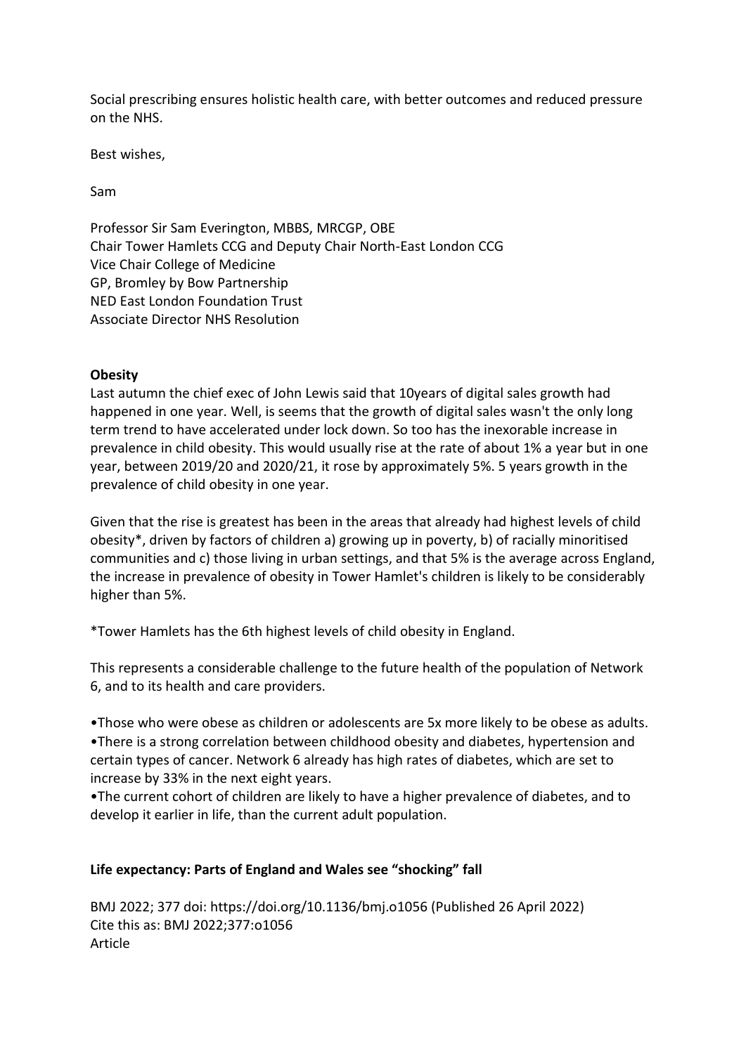Social prescribing ensures holistic health care, with better outcomes and reduced pressure on the NHS.

Best wishes,

Sam

Professor Sir Sam Everington, MBBS, MRCGP, OBE
Chair Tower Hamlets CCG and Deputy Chair North-East London CCG
Vice Chair College of Medicine
GP, Bromley by Bow Partnership
NED East London Foundation Trust
Associate Director NHS Resolution

**Obesity**

Last autumn the chief exec of John Lewis said that 10years of digital sales growth had happened in one year. Well, is seems that the growth of digital sales wasn't the only long term trend to have accelerated under lock down. So too has the inexorable increase in prevalence in child obesity. This would usually rise at the rate of about 1% a year but in one year, between 2019/20 and 2020/21, it rose by approximately 5%. 5 years growth in the prevalence of child obesity in one year.

Given that the rise is greatest has been in the areas that already had highest levels of child obesity*, driven by factors of children a) growing up in poverty, b) of racially minoritised communities and c) those living in urban settings, and that 5% is the average across England, the increase in prevalence of obesity in Tower Hamlet's children is likely to be considerably higher than 5%.

*Tower Hamlets has the 6th highest levels of child obesity in England.

This represents a considerable challenge to the future health of the population of Network 6, and to its health and care providers.

- Those who were obese as children or adolescents are 5x more likely to be obese as adults.
- There is a strong correlation between childhood obesity and diabetes, hypertension and certain types of cancer. Network 6 already has high rates of diabetes, which are set to increase by 33% in the next eight years.
- The current cohort of children are likely to have a higher prevalence of diabetes, and to develop it earlier in life, than the current adult population.

**Life expectancy: Parts of England and Wales see "shocking" fall**

BMJ 2022; 377 doi: https://doi.org/10.1136/bmj.o1056 (Published 26 April 2022)
Cite this as: BMJ 2022;377:o1056
Article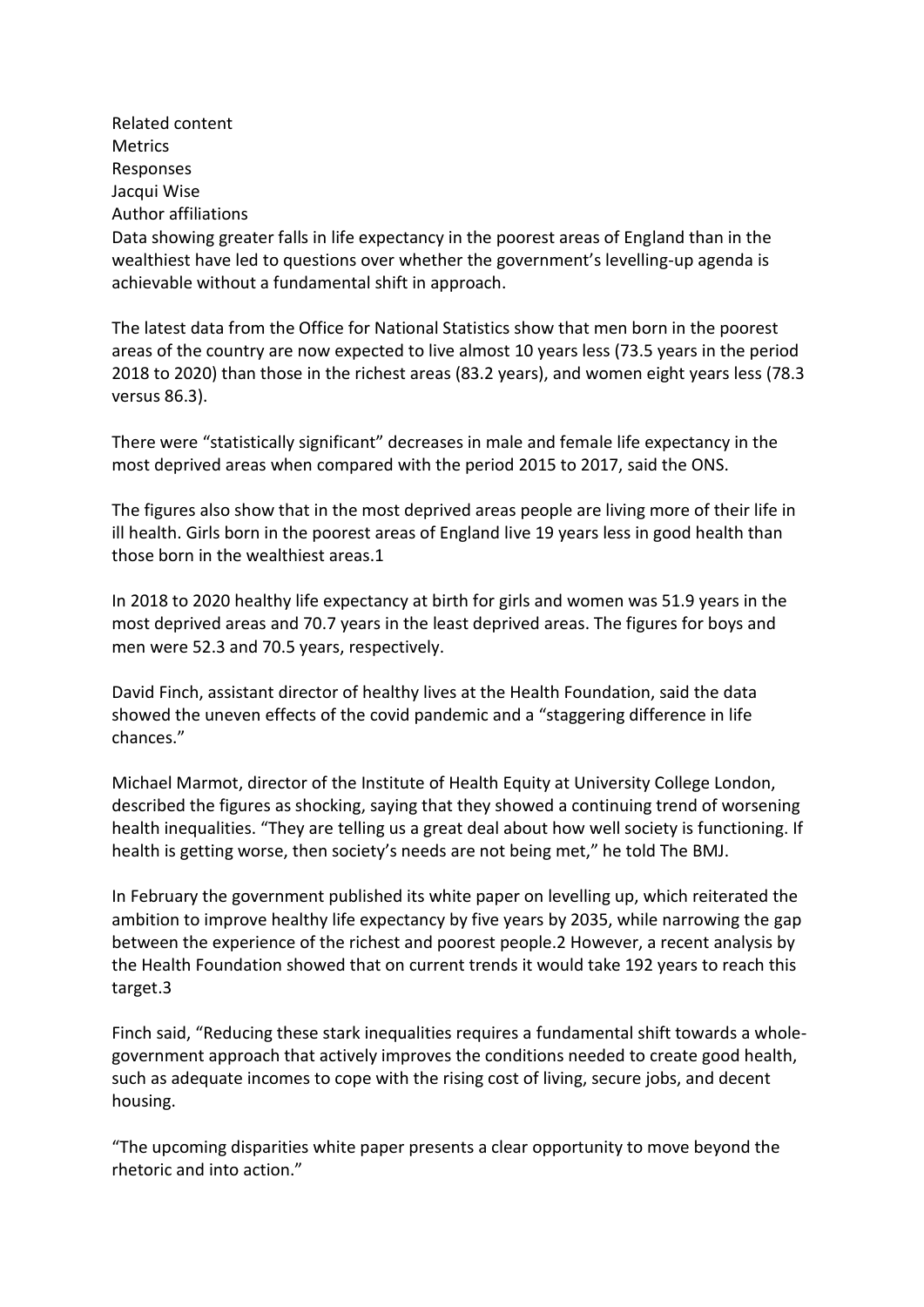Related content
Metrics
Responses
Jacqui Wise
Author affiliations

Data showing greater falls in life expectancy in the poorest areas of England than in the wealthiest have led to questions over whether the government's levelling-up agenda is achievable without a fundamental shift in approach.

The latest data from the Office for National Statistics show that men born in the poorest areas of the country are now expected to live almost 10 years less (73.5 years in the period 2018 to 2020) than those in the richest areas (83.2 years), and women eight years less (78.3 versus 86.3).

There were "statistically significant" decreases in male and female life expectancy in the most deprived areas when compared with the period 2015 to 2017, said the ONS.

The figures also show that in the most deprived areas people are living more of their life in ill health. Girls born in the poorest areas of England live 19 years less in good health than those born in the wealthiest areas.[1]

In 2018 to 2020 healthy life expectancy at birth for girls and women was 51.9 years in the most deprived areas and 70.7 years in the least deprived areas. The figures for boys and men were 52.3 and 70.5 years, respectively.

David Finch, assistant director of healthy lives at the Health Foundation, said the data showed the uneven effects of the covid pandemic and a "staggering difference in life chances."

Michael Marmot, director of the Institute of Health Equity at University College London, described the figures as shocking, saying that they showed a continuing trend of worsening health inequalities. "They are telling us a great deal about how well society is functioning. If health is getting worse, then society's needs are not being met," he told The BMJ.

In February the government published its white paper on levelling up, which reiterated the ambition to improve healthy life expectancy by five years by 2035, while narrowing the gap between the experience of the richest and poorest people.[2] However, a recent analysis by the Health Foundation showed that on current trends it would take 192 years to reach this target.[3]

Finch said, "Reducing these stark inequalities requires a fundamental shift towards a whole-government approach that actively improves the conditions needed to create good health, such as adequate incomes to cope with the rising cost of living, secure jobs, and decent housing.

"The upcoming disparities white paper presents a clear opportunity to move beyond the rhetoric and into action."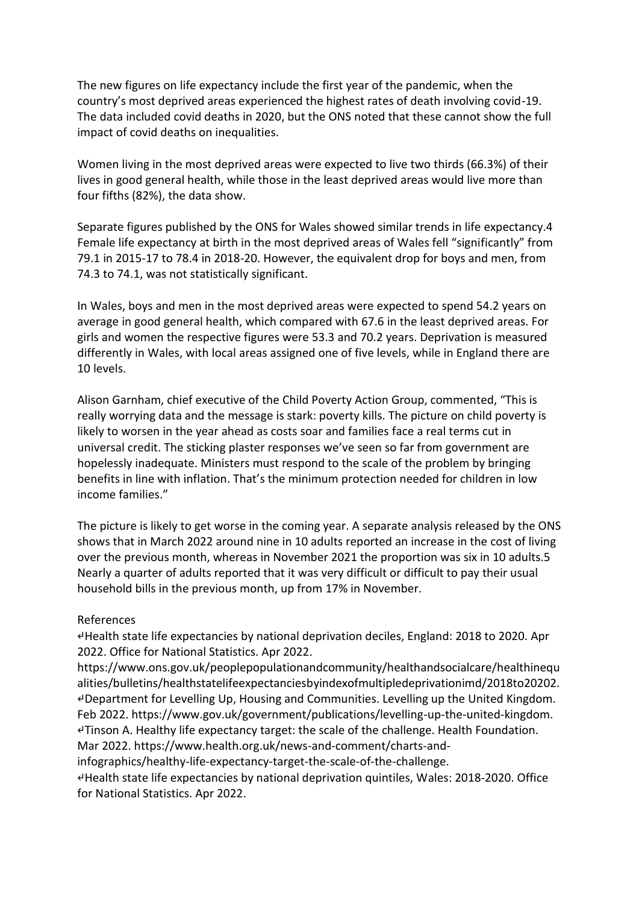The new figures on life expectancy include the first year of the pandemic, when the country's most deprived areas experienced the highest rates of death involving covid-19. The data included covid deaths in 2020, but the ONS noted that these cannot show the full impact of covid deaths on inequalities.

Women living in the most deprived areas were expected to live two thirds (66.3%) of their lives in good general health, while those in the least deprived areas would live more than four fifths (82%), the data show.

Separate figures published by the ONS for Wales showed similar trends in life expectancy.[4] Female life expectancy at birth in the most deprived areas of Wales fell "significantly" from 79.1 in 2015-17 to 78.4 in 2018-20. However, the equivalent drop for boys and men, from 74.3 to 74.1, was not statistically significant.

In Wales, boys and men in the most deprived areas were expected to spend 54.2 years on average in good general health, which compared with 67.6 in the least deprived areas. For girls and women the respective figures were 53.3 and 70.2 years. Deprivation is measured differently in Wales, with local areas assigned one of five levels, while in England there are 10 levels.

Alison Garnham, chief executive of the Child Poverty Action Group, commented, "This is really worrying data and the message is stark: poverty kills. The picture on child poverty is likely to worsen in the year ahead as costs soar and families face a real terms cut in universal credit. The sticking plaster responses we've seen so far from government are hopelessly inadequate. Ministers must respond to the scale of the problem by bringing benefits in line with inflation. That's the minimum protection needed for children in low income families."

The picture is likely to get worse in the coming year. A separate analysis released by the ONS shows that in March 2022 around nine in 10 adults reported an increase in the cost of living over the previous month, whereas in November 2021 the proportion was six in 10 adults.[5] Nearly a quarter of adults reported that it was very difficult or difficult to pay their usual household bills in the previous month, up from 17% in November.

References

↵Health state life expectancies by national deprivation deciles, England: 2018 to 2020. Apr 2022. Office for National Statistics. Apr 2022. https://www.ons.gov.uk/peoplepopulationandcommunity/healthandsocialcare/healthinequalities/bulletins/healthstatelifeexpectanciesbyindexofmultipledeprivationimd/2018to20202.

↵Department for Levelling Up, Housing and Communities. Levelling up the United Kingdom. Feb 2022. https://www.gov.uk/government/publications/levelling-up-the-united-kingdom.

↵Tinson A. Healthy life expectancy target: the scale of the challenge. Health Foundation. Mar 2022. https://www.health.org.uk/news-and-comment/charts-and-infographics/healthy-life-expectancy-target-the-scale-of-the-challenge.

↵Health state life expectancies by national deprivation quintiles, Wales: 2018-2020. Office for National Statistics. Apr 2022.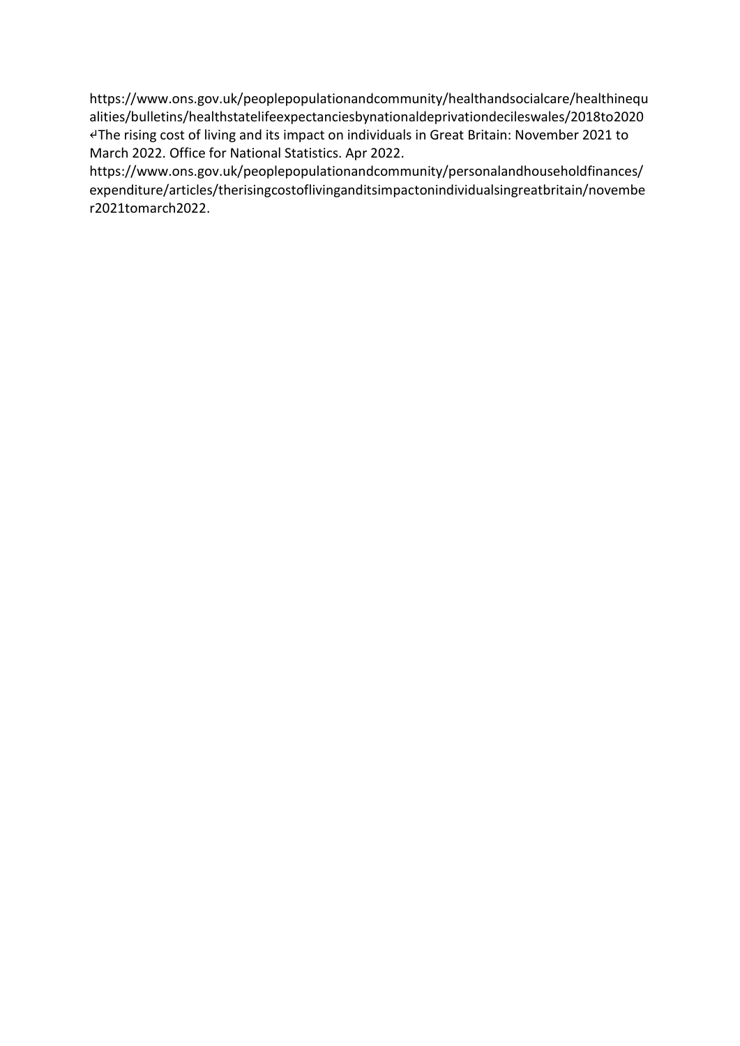https://www.ons.gov.uk/peoplepopulationandcommunity/healthandsocialcare/healthinequalities/bulletins/healthstatelifeexpectanciesbynationaldeprivationdecileswales/2018to2020 ↵The rising cost of living and its impact on individuals in Great Britain: November 2021 to March 2022. Office for National Statistics. Apr 2022. https://www.ons.gov.uk/peoplepopulationandcommunity/personalandhouseholdfinances/expenditure/articles/therisingcostoflivinganditsimpactonindividualsingreatbritain/november2021tomarch2022.